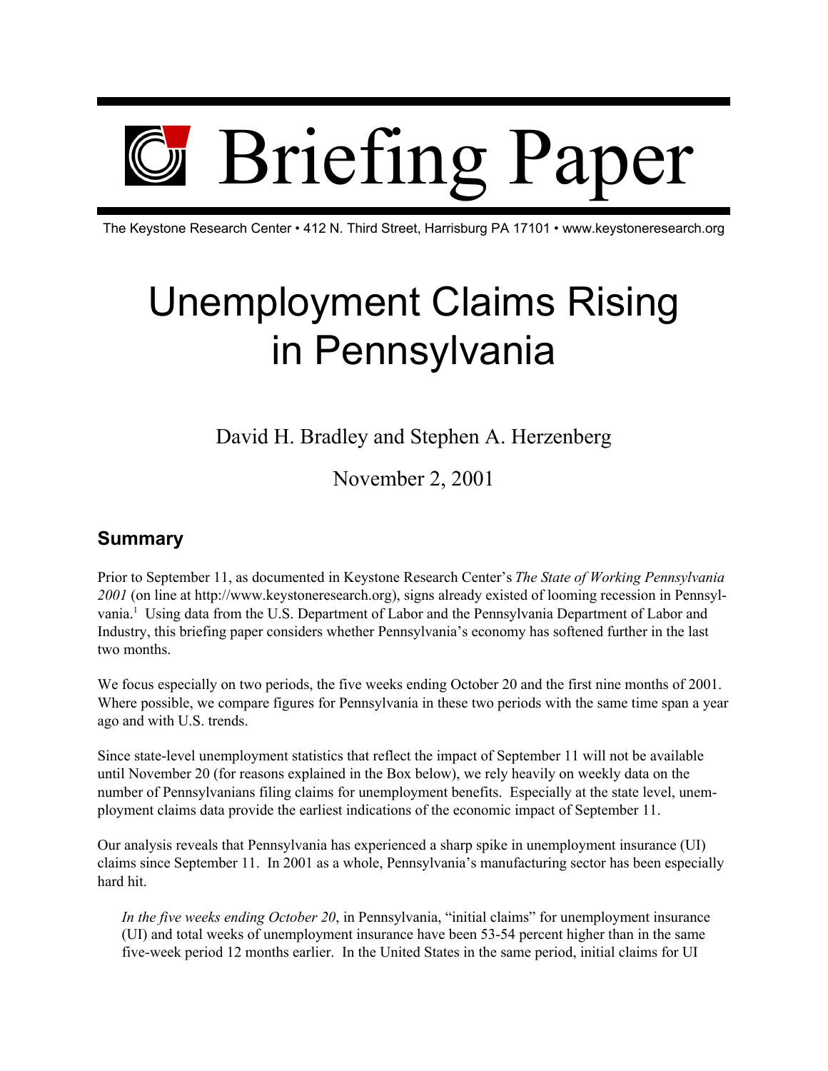# Briefing Paper

The Keystone Research Center • 412 N. Third Street, Harrisburg PA 17101 • www.keystoneresearch.org

# Unemployment Claims Rising in Pennsylvania

David H. Bradley and Stephen A. Herzenberg

November 2, 2001

## Summary

Prior to September 11, as documented in Keystone Research Center's *The State of Working Pennsylvania 2001* (on line at http://www.keystoneresearch.org), signs already existed of looming recession in Pennsylvania.[1] Using data from the U.S. Department of Labor and the Pennsylvania Department of Labor and Industry, this briefing paper considers whether Pennsylvania's economy has softened further in the last two months.

We focus especially on two periods, the five weeks ending October 20 and the first nine months of 2001. Where possible, we compare figures for Pennsylvania in these two periods with the same time span a year ago and with U.S. trends.

Since state-level unemployment statistics that reflect the impact of September 11 will not be available until November 20 (for reasons explained in the Box below), we rely heavily on weekly data on the number of Pennsylvanians filing claims for unemployment benefits. Especially at the state level, unemployment claims data provide the earliest indications of the economic impact of September 11.

Our analysis reveals that Pennsylvania has experienced a sharp spike in unemployment insurance (UI) claims since September 11. In 2001 as a whole, Pennsylvania's manufacturing sector has been especially hard hit.

> *In the five weeks ending October 20*, in Pennsylvania, "initial claims" for unemployment insurance (UI) and total weeks of unemployment insurance have been 53-54 percent higher than in the same five-week period 12 months earlier. In the United States in the same period, initial claims for UI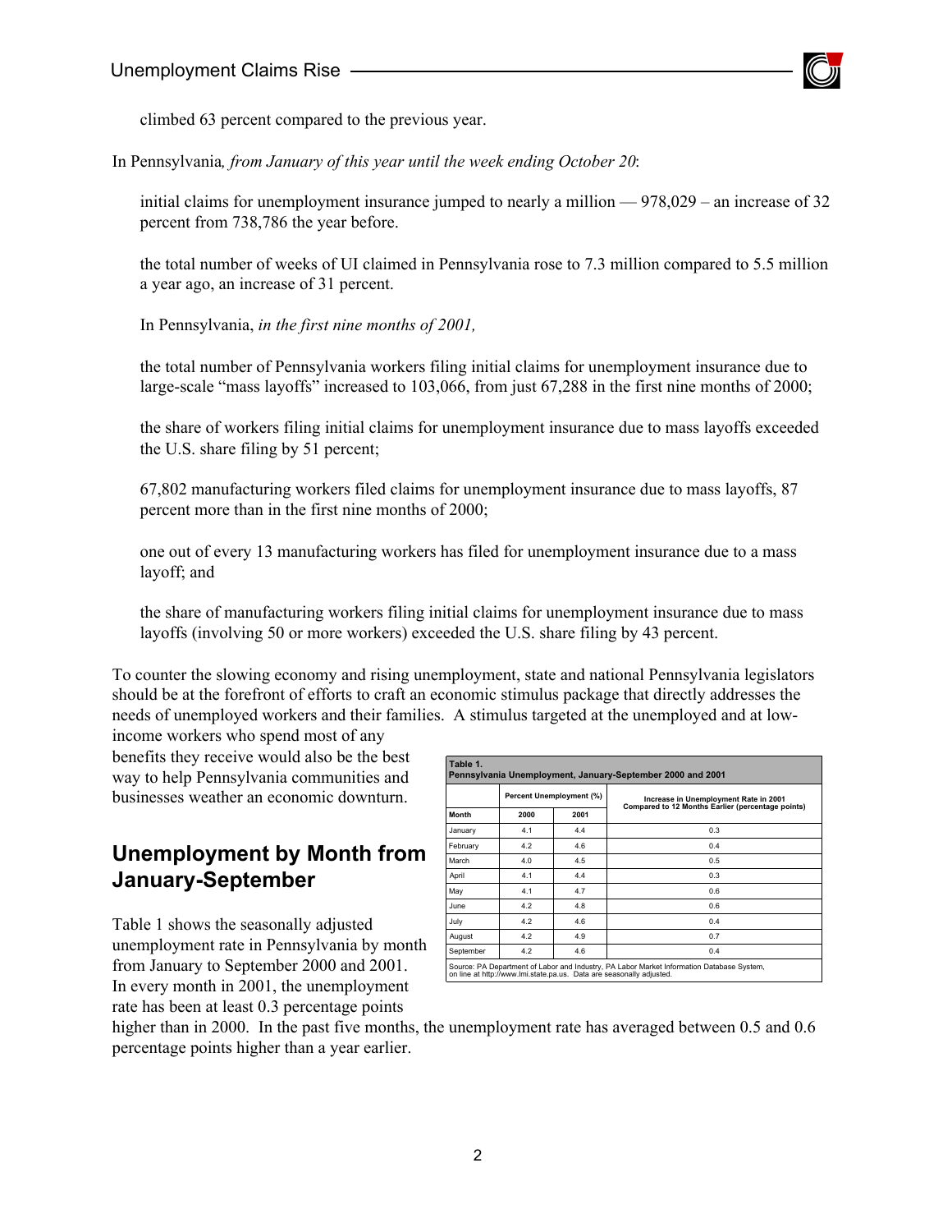climbed 63 percent compared to the previous year.

In Pennsylvania*, from January of this year until the week ending October 20*:

initial claims for unemployment insurance jumped to nearly a million — 978,029 – an increase of 32 percent from 738,786 the year before.

the total number of weeks of UI claimed in Pennsylvania rose to 7.3 million compared to 5.5 million a year ago, an increase of 31 percent.

In Pennsylvania, *in the first nine months of 2001,*

the total number of Pennsylvania workers filing initial claims for unemployment insurance due to large-scale "mass layoffs" increased to 103,066, from just 67,288 in the first nine months of 2000;

the share of workers filing initial claims for unemployment insurance due to mass layoffs exceeded the U.S. share filing by 51 percent;

67,802 manufacturing workers filed claims for unemployment insurance due to mass layoffs, 87 percent more than in the first nine months of 2000;

one out of every 13 manufacturing workers has filed for unemployment insurance due to a mass layoff; and

the share of manufacturing workers filing initial claims for unemployment insurance due to mass layoffs (involving 50 or more workers) exceeded the U.S. share filing by 43 percent.

To counter the slowing economy and rising unemployment, state and national Pennsylvania legislators should be at the forefront of efforts to craft an economic stimulus package that directly addresses the needs of unemployed workers and their families. A stimulus targeted at the unemployed and at low-income workers who spend most of any benefits they receive would also be the best way to help Pennsylvania communities and businesses weather an economic downturn.

## Unemployment by Month from January-September

Table 1 shows the seasonally adjusted unemployment rate in Pennsylvania by month from January to September 2000 and 2001. In every month in 2001, the unemployment rate has been at least 0.3 percentage points higher than in 2000. In the past five months, the unemployment rate has averaged between 0.5 and 0.6 percentage points higher than a year earlier.

**Table 1.**
**Pennsylvania Unemployment, January-September 2000 and 2001**

| | Percent Unemployment (%) | | Increase in Unemployment Rate in 2001 Compared to 12 Months Earlier (percentage points) |
|---|---|---|---|
| Month | 2000 | 2001 | |
| January | 4.1 | 4.4 | 0.3 |
| February | 4.2 | 4.6 | 0.4 |
| March | 4.0 | 4.5 | 0.5 |
| April | 4.1 | 4.4 | 0.3 |
| May | 4.1 | 4.7 | 0.6 |
| June | 4.2 | 4.8 | 0.6 |
| July | 4.2 | 4.6 | 0.4 |
| August | 4.2 | 4.9 | 0.7 |
| September | 4.2 | 4.6 | 0.4 |

Source: PA Department of Labor and Industry, PA Labor Market Information Database System, on line at http://www.lmi.state.pa.us. Data are seasonally adjusted.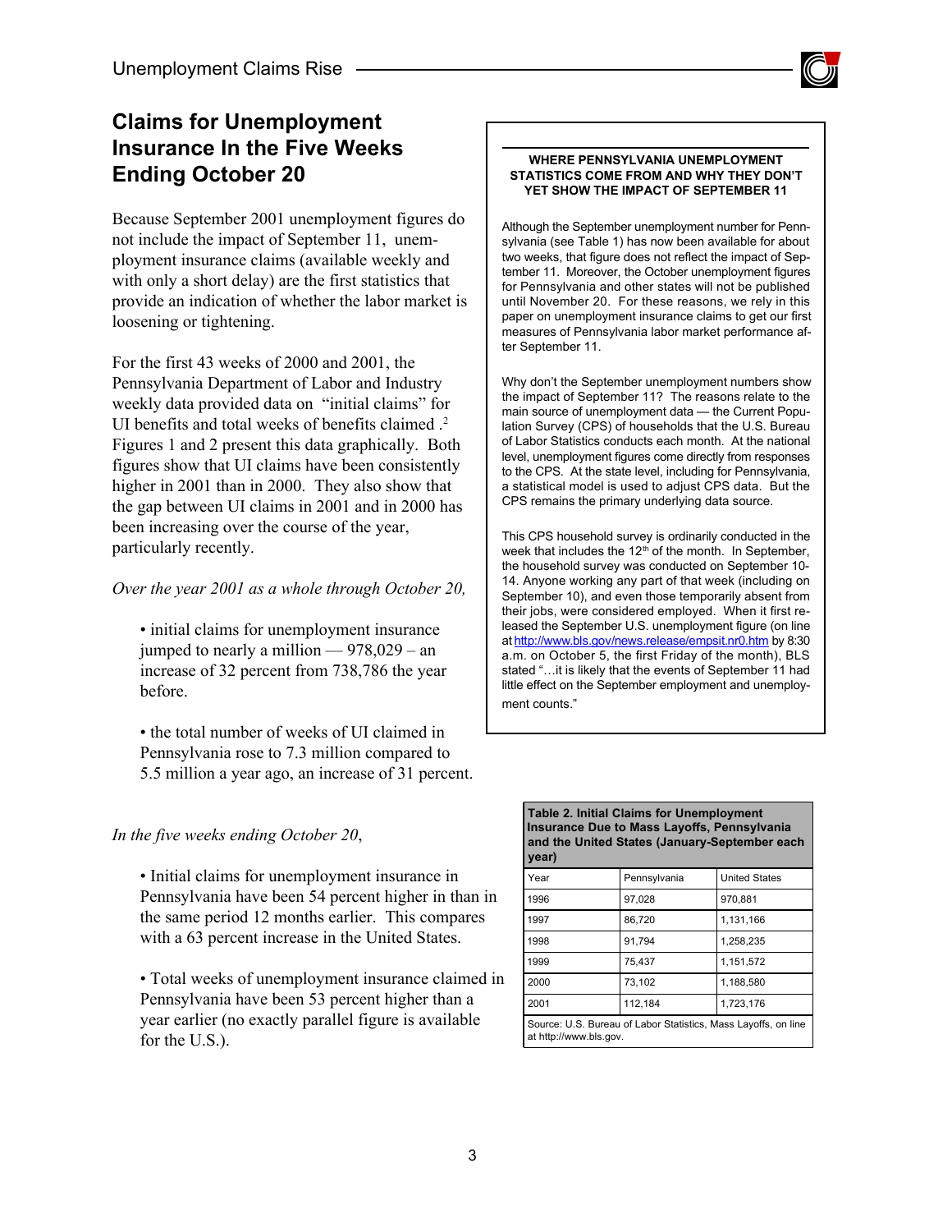## Claims for Unemployment Insurance In the Five Weeks Ending October 20

Because September 2001 unemployment figures do not include the impact of September 11, unemployment insurance claims (available weekly and with only a short delay) are the first statistics that provide an indication of whether the labor market is loosening or tightening.

For the first 43 weeks of 2000 and 2001, the Pennsylvania Department of Labor and Industry weekly data provided data on "initial claims" for UI benefits and total weeks of benefits claimed .[2] Figures 1 and 2 present this data graphically. Both figures show that UI claims have been consistently higher in 2001 than in 2000. They also show that the gap between UI claims in 2001 and in 2000 has been increasing over the course of the year, particularly recently.

*Over the year 2001 as a whole through October 20,*

- initial claims for unemployment insurance jumped to nearly a million — 978,029 – an increase of 32 percent from 738,786 the year before.

- the total number of weeks of UI claimed in Pennsylvania rose to 7.3 million compared to 5.5 million a year ago, an increase of 31 percent.

*In the five weeks ending October 20*,

- Initial claims for unemployment insurance in Pennsylvania have been 54 percent higher in than in the same period 12 months earlier. This compares with a 63 percent increase in the United States.

- Total weeks of unemployment insurance claimed in Pennsylvania have been 53 percent higher than a year earlier (no exactly parallel figure is available for the U.S.).

**WHERE PENNSYLVANIA UNEMPLOYMENT STATISTICS COME FROM AND WHY THEY DON'T YET SHOW THE IMPACT OF SEPTEMBER 11**

Although the September unemployment number for Pennsylvania (see Table 1) has now been available for about two weeks, that figure does not reflect the impact of September 11. Moreover, the October unemployment figures for Pennsylvania and other states will not be published until November 20. For these reasons, we rely in this paper on unemployment insurance claims to get our first measures of Pennsylvania labor market performance after September 11.

Why don't the September unemployment numbers show the impact of September 11? The reasons relate to the main source of unemployment data — the Current Population Survey (CPS) of households that the U.S. Bureau of Labor Statistics conducts each month. At the national level, unemployment figures come directly from responses to the CPS. At the state level, including for Pennsylvania, a statistical model is used to adjust CPS data. But the CPS remains the primary underlying data source.

This CPS household survey is ordinarily conducted in the week that includes the 12th of the month. In September, the household survey was conducted on September 10-14. Anyone working any part of that week (including on September 10), and even those temporarily absent from their jobs, were considered employed. When it first released the September U.S. unemployment figure (on line at http://www.bls.gov/news.release/empsit.nr0.htm by 8:30 a.m. on October 5, the first Friday of the month), BLS stated "…it is likely that the events of September 11 had little effect on the September employment and unemployment counts."

**Table 2. Initial Claims for Unemployment Insurance Due to Mass Layoffs, Pennsylvania and the United States (January-September each year)**

| Year | Pennsylvania | United States |
|---|---|---|
| 1996 | 97,028 | 970,881 |
| 1997 | 86,720 | 1,131,166 |
| 1998 | 91,794 | 1,258,235 |
| 1999 | 75,437 | 1,151,572 |
| 2000 | 73,102 | 1,188,580 |
| 2001 | 112,184 | 1,723,176 |

Source: U.S. Bureau of Labor Statistics, Mass Layoffs, on line at http://www.bls.gov.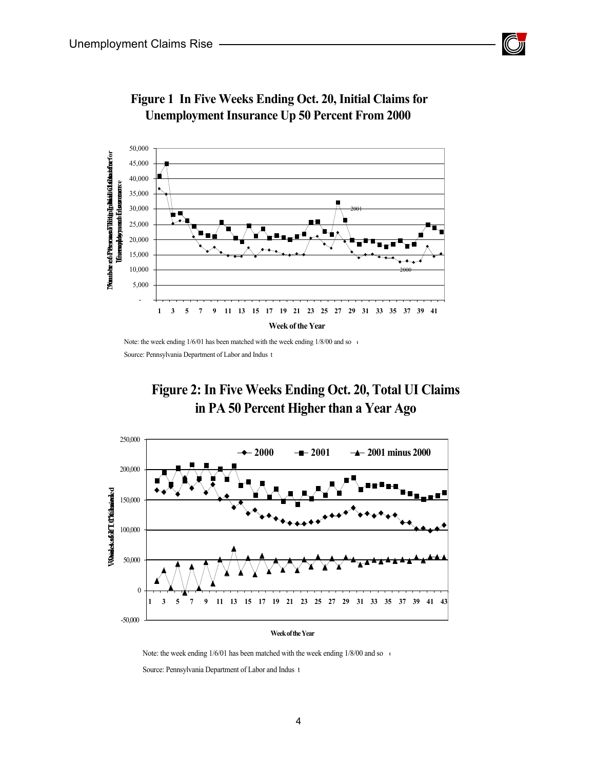## Figure 1 In Five Weeks Ending Oct. 20, Initial Claims for Unemployment Insurance Up 50 Percent From 2000

Note: the week ending 1/6/01 has been matched with the week ending 1/8/00 and so on.

Source: Pennsylvania Department of Labor and Industry

## Figure 2: In Five Weeks Ending Oct. 20, Total UI Claims in PA 50 Percent Higher than a Year Ago

Note: the week ending 1/6/01 has been matched with the week ending 1/8/00 and so on.

Source: Pennsylvania Department of Labor and Industry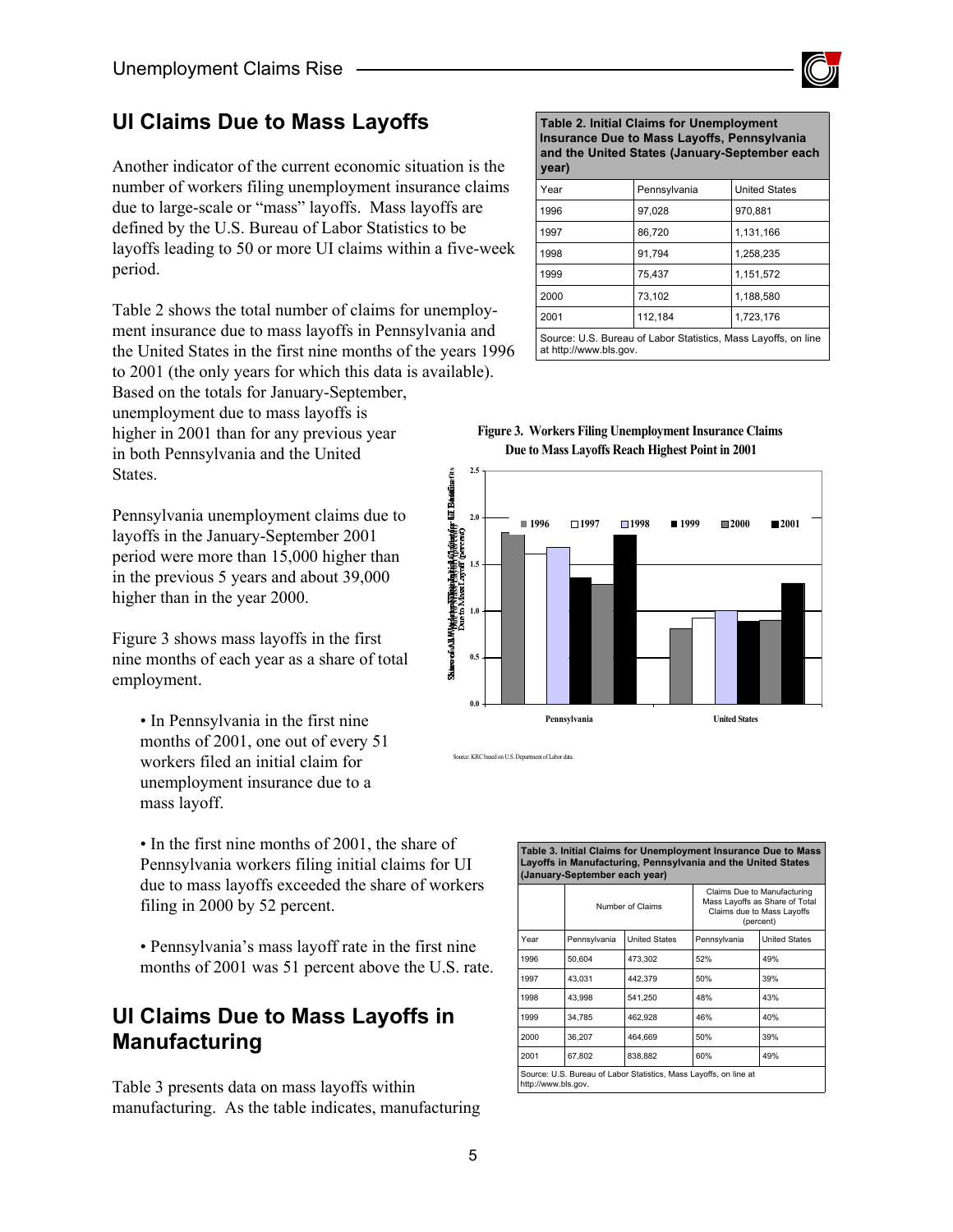## UI Claims Due to Mass Layoffs

Another indicator of the current economic situation is the number of workers filing unemployment insurance claims due to large-scale or "mass" layoffs. Mass layoffs are defined by the U.S. Bureau of Labor Statistics to be layoffs leading to 50 or more UI claims within a five-week period.

Table 2 shows the total number of claims for unemployment insurance due to mass layoffs in Pennsylvania and the United States in the first nine months of the years 1996 to 2001 (the only years for which this data is available). Based on the totals for January-September, unemployment due to mass layoffs is higher in 2001 than for any previous year in both Pennsylvania and the United States.

**Table 2. Initial Claims for Unemployment Insurance Due to Mass Layoffs, Pennsylvania and the United States (January-September each year)**

| Year | Pennsylvania | United States |
|---|---|---|
| 1996 | 97,028 | 970,881 |
| 1997 | 86,720 | 1,131,166 |
| 1998 | 91,794 | 1,258,235 |
| 1999 | 75,437 | 1,151,572 |
| 2000 | 73,102 | 1,188,580 |
| 2001 | 112,184 | 1,723,176 |

Source: U.S. Bureau of Labor Statistics, Mass Layoffs, on line at http://www.bls.gov.

Pennsylvania unemployment claims due to layoffs in the January-September 2001 period were more than 15,000 higher than in the previous 5 years and about 39,000 higher than in the year 2000.

Figure 3 shows mass layoffs in the first nine months of each year as a share of total employment.

- In Pennsylvania in the first nine months of 2001, one out of every 51 workers filed an initial claim for unemployment insurance due to a mass layoff.

- In the first nine months of 2001, the share of Pennsylvania workers filing initial claims for UI due to mass layoffs exceeded the share of workers filing in 2000 by 52 percent.

- Pennsylvania's mass layoff rate in the first nine months of 2001 was 51 percent above the U.S. rate.

**Figure 3. Workers Filing Unemployment Insurance Claims Due to Mass Layoffs Reach Highest Point in 2001**

Source: KRC based on U.S. Department of Labor data.

## UI Claims Due to Mass Layoffs in Manufacturing

**Table 3. Initial Claims for Unemployment Insurance Due to Mass Layoffs in Manufacturing, Pennsylvania and the United States (January-September each year)**

| | Number of Claims | | Claims Due to Manufacturing Mass Layoffs as Share of Total Claims due to Mass Layoffs (percent) | |
|---|---|---|---|---|
| Year | Pennsylvania | United States | Pennsylvania | United States |
| 1996 | 50,604 | 473,302 | 52% | 49% |
| 1997 | 43,031 | 442,379 | 50% | 39% |
| 1998 | 43,998 | 541,250 | 48% | 43% |
| 1999 | 34,785 | 462,928 | 46% | 40% |
| 2000 | 36,207 | 464,669 | 50% | 39% |
| 2001 | 67,802 | 838,882 | 60% | 49% |

Source: U.S. Bureau of Labor Statistics, Mass Layoffs, on line at http://www.bls.gov.

Table 3 presents data on mass layoffs within manufacturing. As the table indicates, manufacturing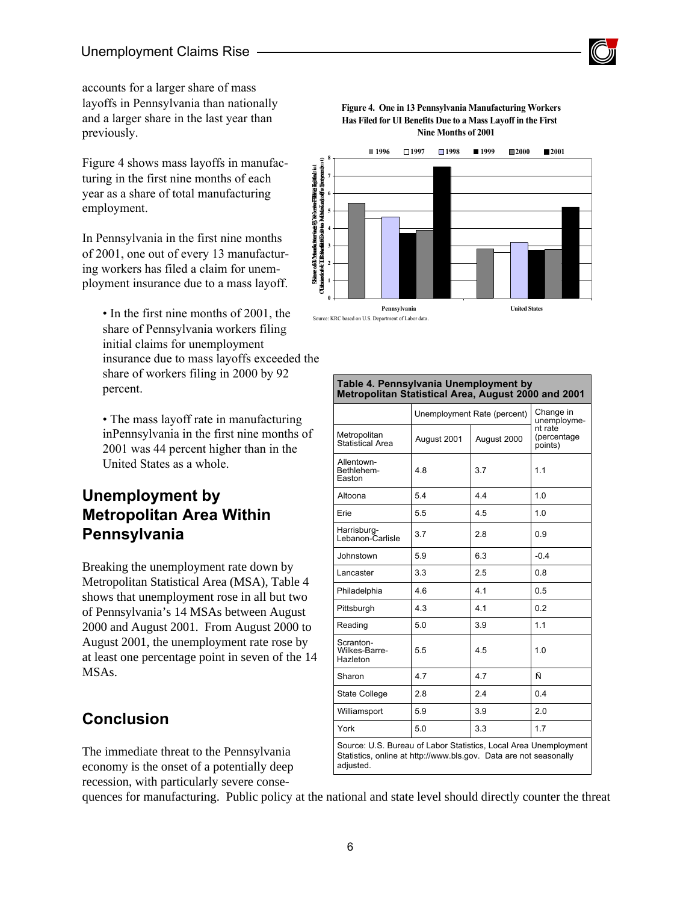accounts for a larger share of mass layoffs in Pennsylvania than nationally and a larger share in the last year than previously.

Figure 4 shows mass layoffs in manufacturing in the first nine months of each year as a share of total manufacturing employment.

In Pennsylvania in the first nine months of 2001, one out of every 13 manufacturing workers has filed a claim for unemployment insurance due to a mass layoff.

- In the first nine months of 2001, the share of Pennsylvania workers filing initial claims for unemployment insurance due to mass layoffs exceeded the share of workers filing in 2000 by 92 percent.

- The mass layoff rate in manufacturing inPennsylvania in the first nine months of 2001 was 44 percent higher than in the United States as a whole.

**Figure 4. One in 13 Pennsylvania Manufacturing Workers Has Filed for UI Benefits Due to a Mass Layoff in the First Nine Months of 2001**

Source: KRC based on U.S. Department of Labor data.

## Unemployment by Metropolitan Area Within Pennsylvania

Breaking the unemployment rate down by Metropolitan Statistical Area (MSA), Table 4 shows that unemployment rose in all but two of Pennsylvania's 14 MSAs between August 2000 and August 2001. From August 2000 to August 2001, the unemployment rate rose by at least one percentage point in seven of the 14 MSAs.

**Table 4. Pennsylvania Unemployment by Metropolitan Statistical Area, August 2000 and 2001**

| | Unemployment Rate (percent) | | Change in unemployment rate (percentage points) |
|---|---|---|---|
| Metropolitan Statistical Area | August 2001 | August 2000 | |
| Allentown-Bethlehem-Easton | 4.8 | 3.7 | 1.1 |
| Altoona | 5.4 | 4.4 | 1.0 |
| Erie | 5.5 | 4.5 | 1.0 |
| Harrisburg-Lebanon-Carlisle | 3.7 | 2.8 | 0.9 |
| Johnstown | 5.9 | 6.3 | -0.4 |
| Lancaster | 3.3 | 2.5 | 0.8 |
| Philadelphia | 4.6 | 4.1 | 0.5 |
| Pittsburgh | 4.3 | 4.1 | 0.2 |
| Reading | 5.0 | 3.9 | 1.1 |
| Scranton-Wilkes-Barre-Hazleton | 5.5 | 4.5 | 1.0 |
| Sharon | 4.7 | 4.7 | Ñ |
| State College | 2.8 | 2.4 | 0.4 |
| Williamsport | 5.9 | 3.9 | 2.0 |
| York | 5.0 | 3.3 | 1.7 |

Source: U.S. Bureau of Labor Statistics, Local Area Unemployment Statistics, online at http://www.bls.gov. Data are not seasonally adjusted.

## Conclusion

The immediate threat to the Pennsylvania economy is the onset of a potentially deep recession, with particularly severe consequences for manufacturing. Public policy at the national and state level should directly counter the threat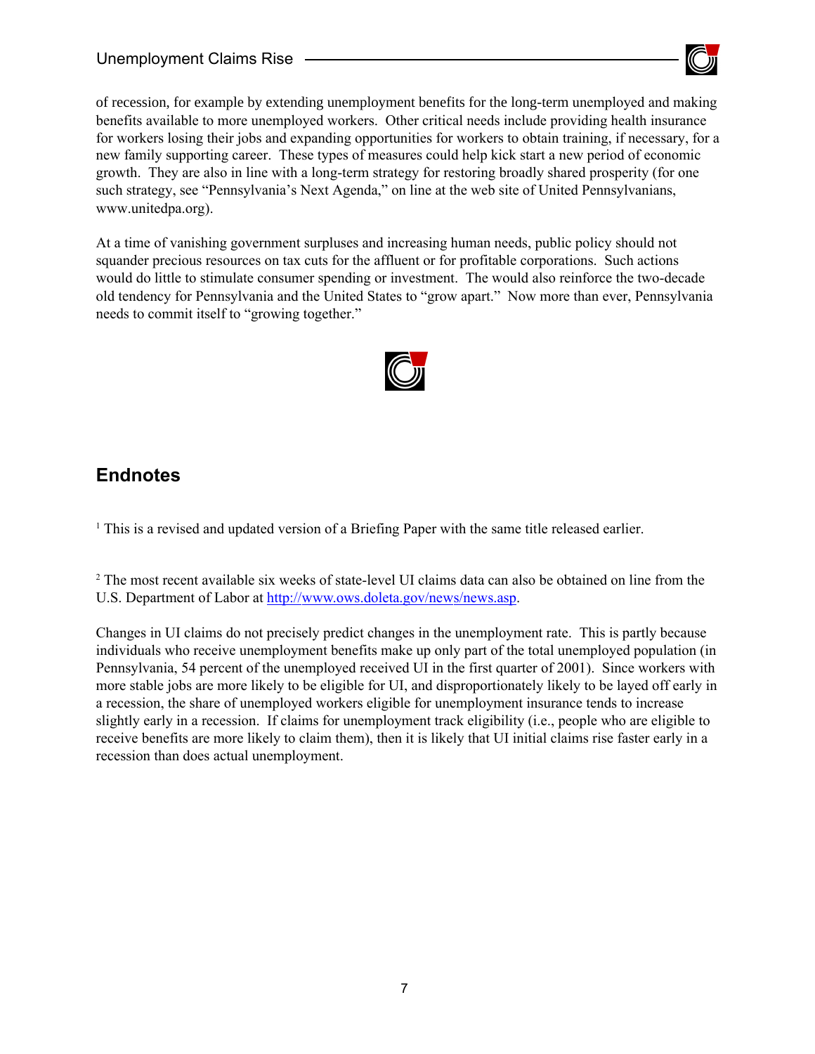of recession, for example by extending unemployment benefits for the long-term unemployed and making benefits available to more unemployed workers. Other critical needs include providing health insurance for workers losing their jobs and expanding opportunities for workers to obtain training, if necessary, for a new family supporting career. These types of measures could help kick start a new period of economic growth. They are also in line with a long-term strategy for restoring broadly shared prosperity (for one such strategy, see "Pennsylvania's Next Agenda," on line at the web site of United Pennsylvanians, www.unitedpa.org).

At a time of vanishing government surpluses and increasing human needs, public policy should not squander precious resources on tax cuts for the affluent or for profitable corporations. Such actions would do little to stimulate consumer spending or investment. The would also reinforce the two-decade old tendency for Pennsylvania and the United States to "grow apart." Now more than ever, Pennsylvania needs to commit itself to "growing together."

## Endnotes

[1] This is a revised and updated version of a Briefing Paper with the same title released earlier.

[2] The most recent available six weeks of state-level UI claims data can also be obtained on line from the U.S. Department of Labor at http://www.ows.doleta.gov/news/news.asp.

Changes in UI claims do not precisely predict changes in the unemployment rate. This is partly because individuals who receive unemployment benefits make up only part of the total unemployed population (in Pennsylvania, 54 percent of the unemployed received UI in the first quarter of 2001). Since workers with more stable jobs are more likely to be eligible for UI, and disproportionately likely to be layed off early in a recession, the share of unemployed workers eligible for unemployment insurance tends to increase slightly early in a recession. If claims for unemployment track eligibility (i.e., people who are eligible to receive benefits are more likely to claim them), then it is likely that UI initial claims rise faster early in a recession than does actual unemployment.